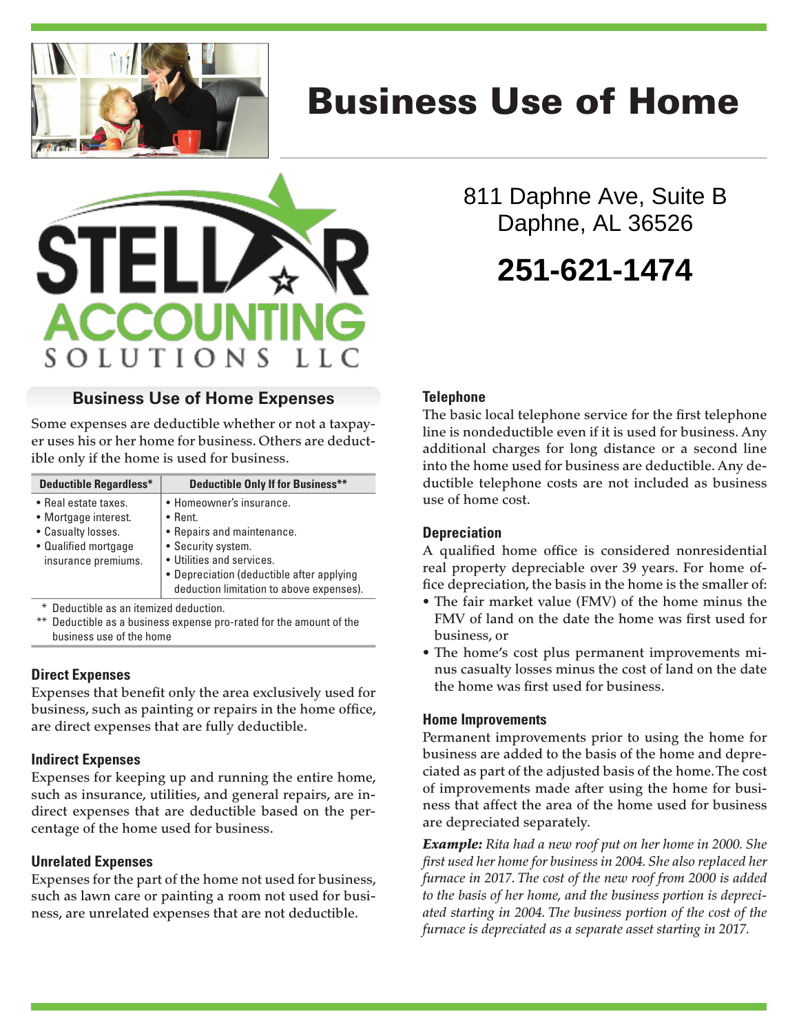# Business Use of Home

STELLAR ACCOUNTING SOLUTIONS LLC

811 Daphne Ave, Suite B
Daphne, AL 36526

**251-621-1474**

## Business Use of Home Expenses

Some expenses are deductible whether or not a taxpayer uses his or her home for business. Others are deductible only if the home is used for business.

| Deductible Regardless* | Deductible Only If for Business** |
|---|---|
| • Real estate taxes.<br>• Mortgage interest.<br>• Casualty losses.<br>• Qualified mortgage insurance premiums. | • Homeowner's insurance.<br>• Rent.<br>• Repairs and maintenance.<br>• Security system.<br>• Utilities and services.<br>• Depreciation (deductible after applying deduction limitation to above expenses). |

\* Deductible as an itemized deduction.
\** Deductible as a business expense pro-rated for the amount of the business use of the home

### Direct Expenses

Expenses that benefit only the area exclusively used for business, such as painting or repairs in the home office, are direct expenses that are fully deductible.

### Indirect Expenses

Expenses for keeping up and running the entire home, such as insurance, utilities, and general repairs, are indirect expenses that are deductible based on the percentage of the home used for business.

### Unrelated Expenses

Expenses for the part of the home not used for business, such as lawn care or painting a room not used for business, are unrelated expenses that are not deductible.

### Telephone

The basic local telephone service for the first telephone line is nondeductible even if it is used for business. Any additional charges for long distance or a second line into the home used for business are deductible. Any deductible telephone costs are not included as business use of home cost.

### Depreciation

A qualified home office is considered nonresidential real property depreciable over 39 years. For home office depreciation, the basis in the home is the smaller of:

- The fair market value (FMV) of the home minus the FMV of land on the date the home was first used for business, or
- The home's cost plus permanent improvements minus casualty losses minus the cost of land on the date the home was first used for business.

### Home Improvements

Permanent improvements prior to using the home for business are added to the basis of the home and depreciated as part of the adjusted basis of the home. The cost of improvements made after using the home for business that affect the area of the home used for business are depreciated separately.

***Example:*** *Rita had a new roof put on her home in 2000. She first used her home for business in 2004. She also replaced her furnace in 2017. The cost of the new roof from 2000 is added to the basis of her home, and the business portion is depreciated starting in 2004. The business portion of the cost of the furnace is depreciated as a separate asset starting in 2017.*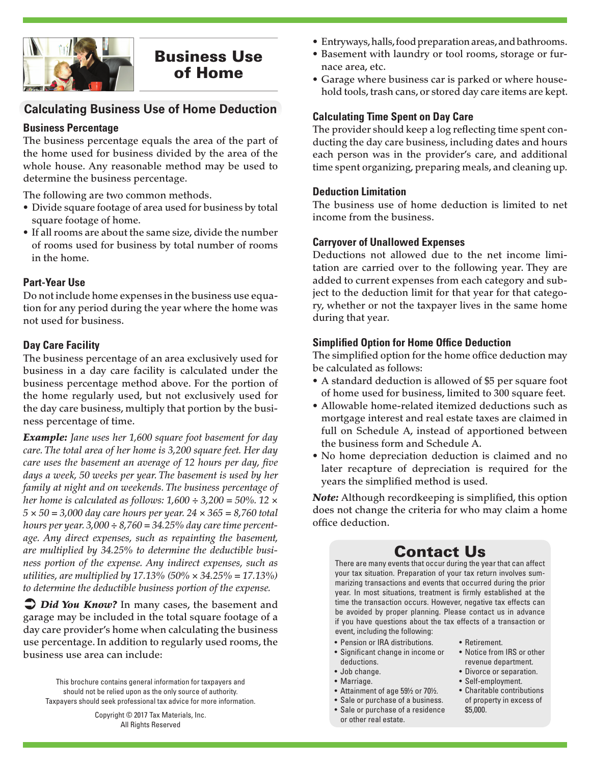# Business Use of Home

## Calculating Business Use of Home Deduction

### Business Percentage

The business percentage equals the area of the part of the home used for business divided by the area of the whole house. Any reasonable method may be used to determine the business percentage.

The following are two common methods.

- Divide square footage of area used for business by total square footage of home.
- If all rooms are about the same size, divide the number of rooms used for business by total number of rooms in the home.

### Part-Year Use

Do not include home expenses in the business use equation for any period during the year where the home was not used for business.

### Day Care Facility

The business percentage of an area exclusively used for business in a day care facility is calculated under the business percentage method above. For the portion of the home regularly used, but not exclusively used for the day care business, multiply that portion by the business percentage of time.

***Example:*** *Jane uses her 1,600 square foot basement for day care. The total area of her home is 3,200 square feet. Her day care uses the basement an average of 12 hours per day, five days a week, 50 weeks per year. The basement is used by her family at night and on weekends. The business percentage of her home is calculated as follows: 1,600 ÷ 3,200 = 50%. 12 × 5 × 50 = 3,000 day care hours per year. 24 × 365 = 8,760 total hours per year. 3,000 ÷ 8,760 = 34.25% day care time percentage. Any direct expenses, such as repainting the basement, are multiplied by 34.25% to determine the deductible business portion of the expense. Any indirect expenses, such as utilities, are multiplied by 17.13% (50% × 34.25% = 17.13%) to determine the deductible business portion of the expense.*

➲ ***Did You Know?*** In many cases, the basement and garage may be included in the total square footage of a day care provider's home when calculating the business use percentage. In addition to regularly used rooms, the business use area can include:

- Entryways, halls, food preparation areas, and bathrooms.
- Basement with laundry or tool rooms, storage or furnace area, etc.
- Garage where business car is parked or where household tools, trash cans, or stored day care items are kept.

### Calculating Time Spent on Day Care

The provider should keep a log reflecting time spent conducting the day care business, including dates and hours each person was in the provider's care, and additional time spent organizing, preparing meals, and cleaning up.

### Deduction Limitation

The business use of home deduction is limited to net income from the business.

### Carryover of Unallowed Expenses

Deductions not allowed due to the net income limitation are carried over to the following year. They are added to current expenses from each category and subject to the deduction limit for that year for that category, whether or not the taxpayer lives in the same home during that year.

### Simplified Option for Home Office Deduction

The simplified option for the home office deduction may be calculated as follows:

- A standard deduction is allowed of $5 per square foot of home used for business, limited to 300 square feet.
- Allowable home-related itemized deductions such as mortgage interest and real estate taxes are claimed in full on Schedule A, instead of apportioned between the business form and Schedule A.
- No home depreciation deduction is claimed and no later recapture of depreciation is required for the years the simplified method is used.

***Note:*** Although recordkeeping is simplified, this option does not change the criteria for who may claim a home office deduction.

## Contact Us

There are many events that occur during the year that can affect your tax situation. Preparation of your tax return involves summarizing transactions and events that occurred during the prior year. In most situations, treatment is firmly established at the time the transaction occurs. However, negative tax effects can be avoided by proper planning. Please contact us in advance if you have questions about the tax effects of a transaction or event, including the following:

- Pension or IRA distributions.
- Significant change in income or deductions.
- Job change.
- Marriage.
- Attainment of age 59½ or 70½.
- Sale or purchase of a business.
- Sale or purchase of a residence or other real estate.
- Retirement.
- Notice from IRS or other revenue department.
- Divorce or separation.
- Self-employment.
- Charitable contributions of property in excess of $5,000.

This brochure contains general information for taxpayers and should not be relied upon as the only source of authority. Taxpayers should seek professional tax advice for more information.

Copyright © 2017 Tax Materials, Inc.
All Rights Reserved